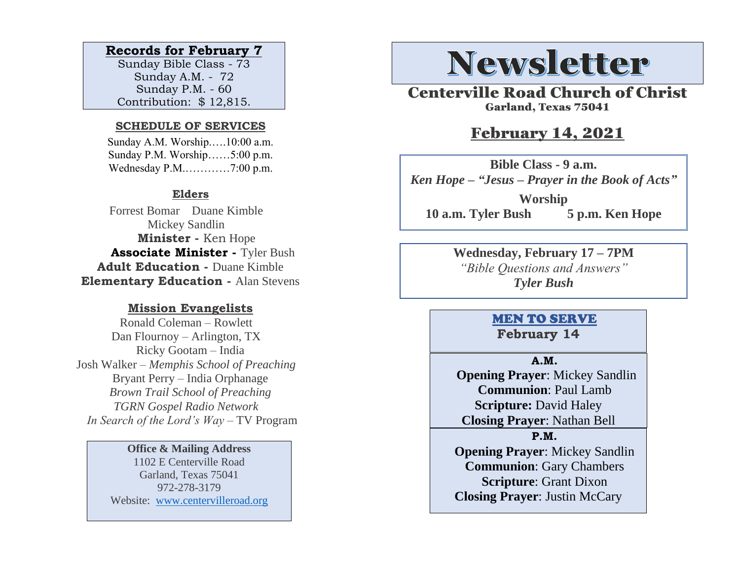**Records for February 7**

Sunday Bible Class - 73
Sunday A.M. - 72
Sunday P.M. - 60
Contribution: $ 12,815.

**SCHEDULE OF SERVICES**

Sunday A.M. Worship…..10:00 a.m.
Sunday P.M. Worship……5:00 p.m.
Wednesday P.M.…………7:00 p.m.

**Elders**

Forrest Bomar Duane Kimble
Mickey Sandlin

**Minister -** Ken Hope
**Associate Minister -** Tyler Bush
**Adult Education -** Duane Kimble
**Elementary Education -** Alan Stevens

**Mission Evangelists**

Ronald Coleman – Rowlett
Dan Flournoy – Arlington, TX
Ricky Gootam – India
Josh Walker – *Memphis School of Preaching*
Bryant Perry – India Orphanage
*Brown Trail School of Preaching*
*TGRN Gospel Radio Network*
*In Search of the Lord's Way* – TV Program

**Office & Mailing Address**
1102 E Centerville Road
Garland, Texas 75041
972-278-3179
Website: www.centervilleroad.org

# Newsletter

## Centerville Road Church of Christ

Garland, Texas 75041

## February 14, 2021

**Bible Class - 9 a.m.**
***Ken Hope – "Jesus – Prayer in the Book of Acts"***

**Worship**
**10 a.m. Tyler Bush 5 p.m. Ken Hope**

**Wednesday, February 17 – 7PM**
*"Bible Questions and Answers"*
***Tyler Bush***

**MEN TO SERVE**
**February 14**

**A.M.**
**Opening Prayer**: Mickey Sandlin
**Communion**: Paul Lamb
**Scripture:** David Haley
**Closing Prayer**: Nathan Bell

**P.M.**
**Opening Prayer**: Mickey Sandlin
**Communion**: Gary Chambers
**Scripture**: Grant Dixon
**Closing Prayer**: Justin McCary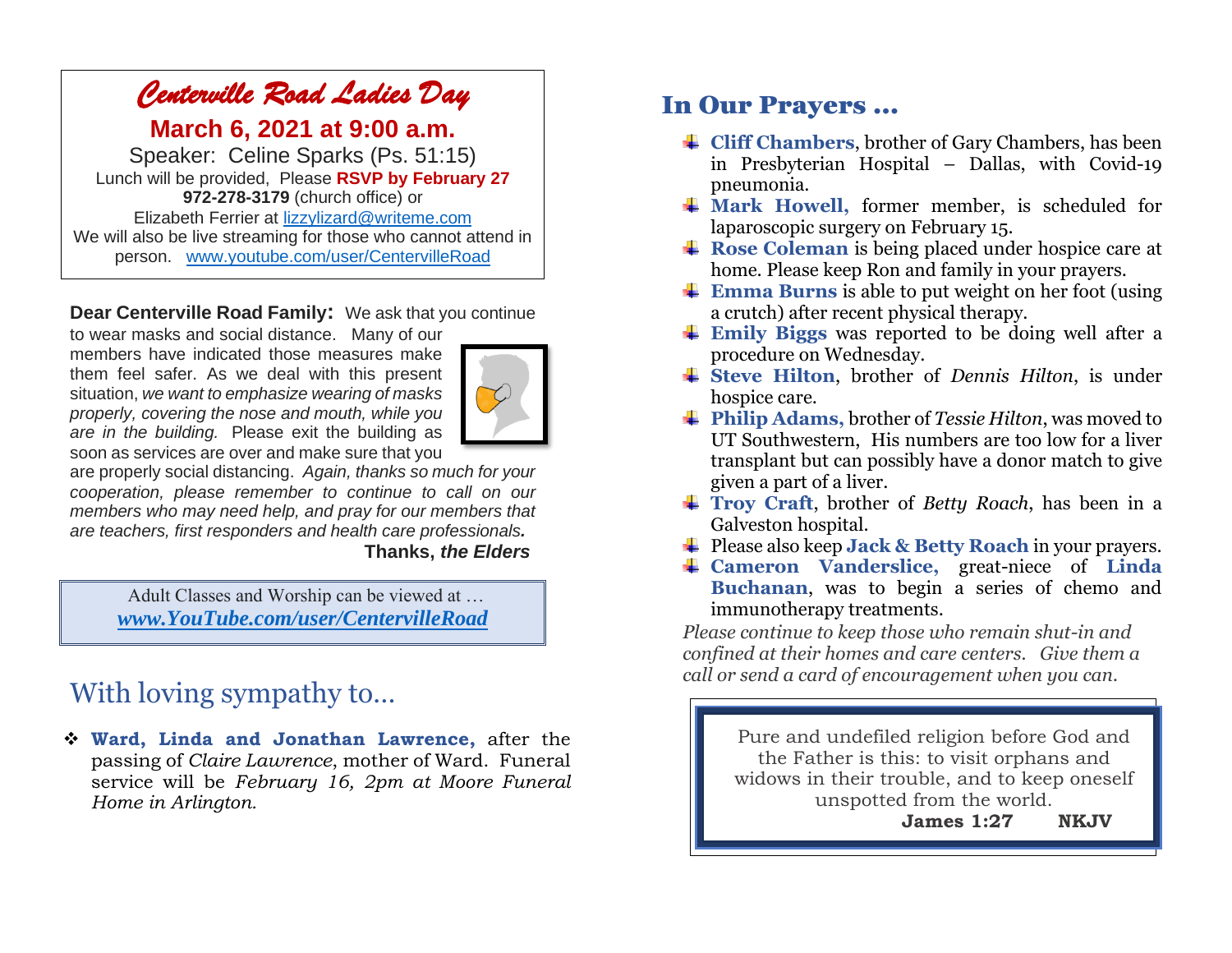## *Centerville Road Ladies Day*

**March 6, 2021 at 9:00 a.m.**

Speaker: Celine Sparks (Ps. 51:15)

Lunch will be provided, Please **RSVP by February 27**
**972-278-3179** (church office) or
Elizabeth Ferrier at lizzylizard@writeme.com
We will also be live streaming for those who cannot attend in person. www.youtube.com/user/CentervilleRoad

**Dear Centerville Road Family:** We ask that you continue to wear masks and social distance. Many of our members have indicated those measures make them feel safer. As we deal with this present situation, *we want to emphasize wearing of masks properly, covering the nose and mouth, while you are in the building.* Please exit the building as soon as services are over and make sure that you are properly social distancing. *Again, thanks so much for your cooperation, please remember to continue to call on our members who may need help, and pray for our members that are teachers, first responders and health care professionals.*

**Thanks, *the Elders***

Adult Classes and Worship can be viewed at …
***www.YouTube.com/user/CentervilleRoad***

# With loving sympathy to…

- **Ward, Linda and Jonathan Lawrence,** after the passing of *Claire Lawrence*, mother of Ward. Funeral service will be *February 16, 2pm at Moore Funeral Home in Arlington.*

# In Our Prayers …

- **Cliff Chambers**, brother of Gary Chambers, has been in Presbyterian Hospital – Dallas, with Covid-19 pneumonia.
- **Mark Howell,** former member, is scheduled for laparoscopic surgery on February 15.
- **Rose Coleman** is being placed under hospice care at home. Please keep Ron and family in your prayers.
- **Emma Burns** is able to put weight on her foot (using a crutch) after recent physical therapy.
- **Emily Biggs** was reported to be doing well after a procedure on Wednesday.
- **Steve Hilton**, brother of *Dennis Hilton*, is under hospice care.
- **Philip Adams,** brother of *Tessie Hilton*, was moved to UT Southwestern, His numbers are too low for a liver transplant but can possibly have a donor match to give given a part of a liver.
- **Troy Craft**, brother of *Betty Roach*, has been in a Galveston hospital.
- Please also keep **Jack & Betty Roach** in your prayers.
- **Cameron Vanderslice,** great-niece of **Linda Buchanan**, was to begin a series of chemo and immunotherapy treatments.

*Please continue to keep those who remain shut-in and confined at their homes and care centers. Give them a call or send a card of encouragement when you can.*

Pure and undefiled religion before God and the Father is this: to visit orphans and widows in their trouble, and to keep oneself unspotted from the world.
**James 1:27 NKJV**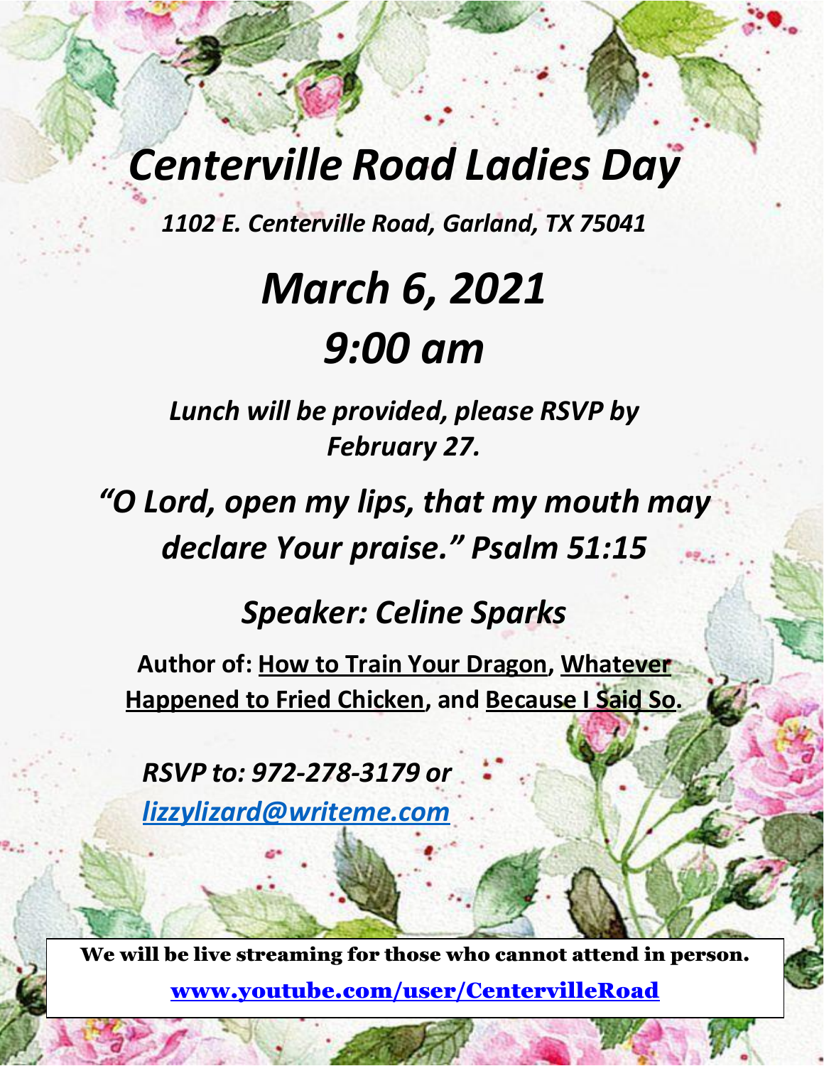# *Centerville Road Ladies Day*

*1102 E. Centerville Road, Garland, TX 75041*

# *March 6, 2021*
# *9:00 am*

*Lunch will be provided, please RSVP by February 27.*

## *"O Lord, open my lips, that my mouth may declare Your praise." Psalm 51:15*

## *Speaker: Celine Sparks*

**Author of: How to Train Your Dragon, Whatever Happened to Fried Chicken, and Because I Said So.**

*RSVP to: 972-278-3179 or [lizzylizard@writeme.com](mailto:lizzylizard@writeme.com)*

**We will be live streaming for those who cannot attend in person.**

**[www.youtube.com/user/CentervilleRoad](http://www.youtube.com/user/CentervilleRoad)**